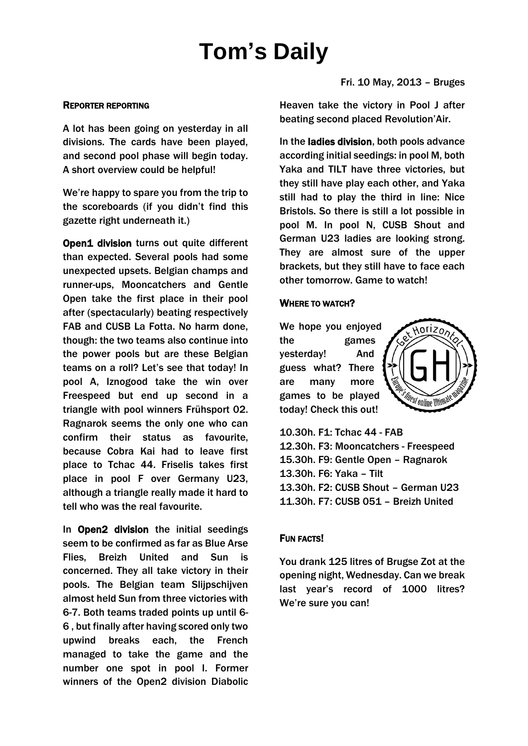# Tom's Daily

Fri. 10 May, 2013 – Bruges

### Reporter reporting

A lot has been going on yesterday in all divisions. The cards have been played, and second pool phase will begin today. A short overview could be helpful!

We're happy to spare you from the trip to the scoreboards (if you didn't find this gazette right underneath it.)

**Open1 division** turns out quite different than expected. Several pools had some unexpected upsets. Belgian champs and runner-ups, Mooncatchers and Gentle Open take the first place in their pool after (spectacularly) beating respectively FAB and CUSB La Fotta. No harm done, though: the two teams also continue into the power pools but are these Belgian teams on a roll? Let's see that today! In pool A, Iznogood take the win over Freespeed but end up second in a triangle with pool winners Frühsport 02. Ragnarok seems the only one who can confirm their status as favourite, because Cobra Kai had to leave first place to Tchac 44. Friselis takes first place in pool F over Germany U23, although a triangle really made it hard to tell who was the real favourite.

In **Open2 division** the initial seedings seem to be confirmed as far as Blue Arse Flies, Breizh United and Sun is concerned. They all take victory in their pools. The Belgian team Slijpschijven almost held Sun from three victories with 6-7. Both teams traded points up until 6-6 , but finally after having scored only two upwind breaks each, the French managed to take the game and the number one spot in pool I. Former winners of the Open2 division Diabolic Heaven take the victory in Pool J after beating second placed Revolution'Air.

In the **ladies division**, both pools advance according initial seedings: in pool M, both Yaka and TILT have three victories, but they still have play each other, and Yaka still had to play the third in line: Nice Bristols. So there is still a lot possible in pool M. In pool N, CUSB Shout and German U23 ladies are looking strong. They are almost sure of the upper brackets, but they still have to face each other tomorrow. Game to watch!

### Where to watch?

We hope you enjoyed the games yesterday! And guess what? There are many more games to be played today! Check this out!

10.30h. F1: Tchac 44 - FAB
12.30h. F3: Mooncatchers - Freespeed
15.30h. F9: Gentle Open – Ragnarok
13.30h. F6: Yaka – Tilt
13.30h. F2: CUSB Shout – German U23
11.30h. F7: CUSB 051 – Breizh United

### Fun facts!

You drank 125 litres of Brugse Zot at the opening night, Wednesday. Can we break last year's record of 1000 litres? We're sure you can!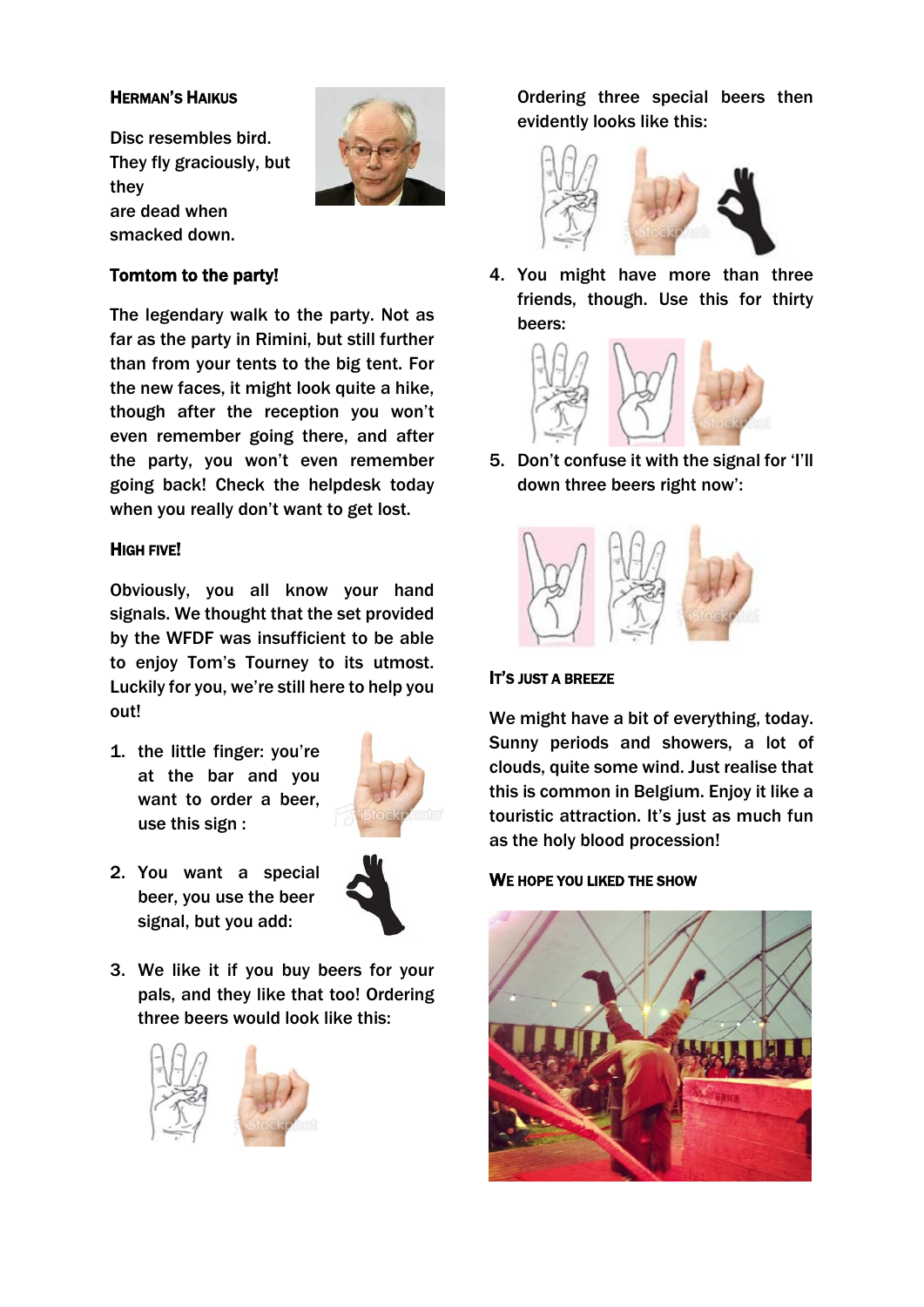### HERMAN'S HAIKUS

Disc resembles bird.
They fly graciously, but
they
are dead when
smacked down.

### Tomtom to the party!

The legendary walk to the party. Not as far as the party in Rimini, but still further than from your tents to the big tent. For the new faces, it might look quite a hike, though after the reception you won't even remember going there, and after the party, you won't even remember going back! Check the helpdesk today when you really don't want to get lost.

### HIGH FIVE!

Obviously, you all know your hand signals. We thought that the set provided by the WFDF was insufficient to be able to enjoy Tom's Tourney to its utmost. Luckily for you, we're still here to help you out!

1. the little finger: you're at the bar and you want to order a beer, use this sign :
2. You want a special beer, you use the beer signal, but you add:
3. We like it if you buy beers for your pals, and they like that too! Ordering three beers would look like this:

   Ordering three special beers then evidently looks like this:

4. You might have more than three friends, though. Use this for thirty beers:
5. Don't confuse it with the signal for 'I'll down three beers right now':

### IT'S JUST A BREEZE

We might have a bit of everything, today. Sunny periods and showers, a lot of clouds, quite some wind. Just realise that this is common in Belgium. Enjoy it like a touristic attraction. It's just as much fun as the holy blood procession!

### WE HOPE YOU LIKED THE SHOW